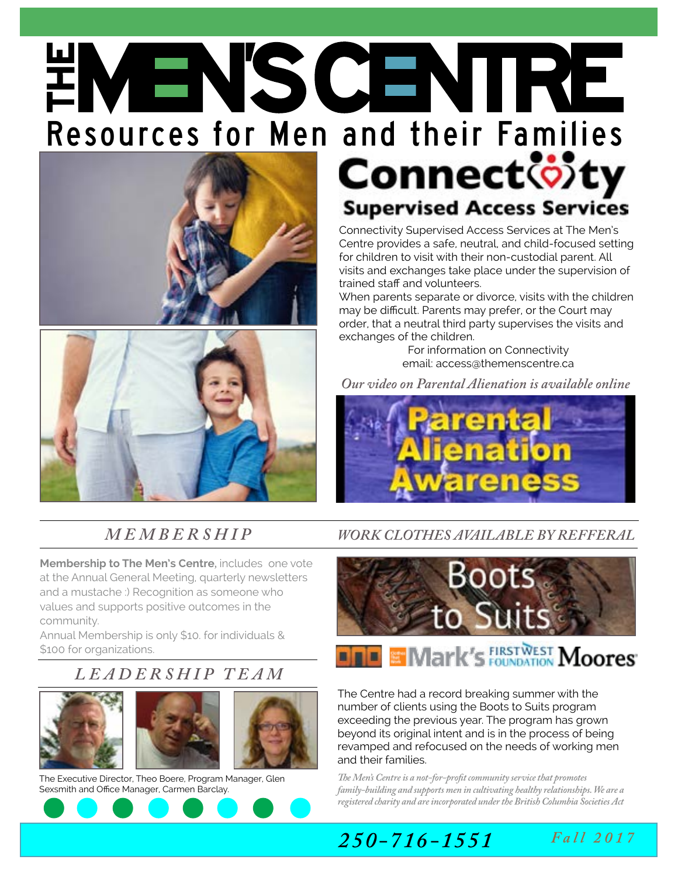# THE MEN'S CENTRE

## Resources for Men and their Families

## Connectivity

### Supervised Access Services

Connectivity Supervised Access Services at The Men's Centre provides a safe, neutral, and child-focused setting for children to visit with their non-custodial parent. All visits and exchanges take place under the supervision of trained staff and volunteers.

When parents separate or divorce, visits with the children may be difficult. Parents may prefer, or the Court may order, that a neutral third party supervises the visits and exchanges of the children.

For information on Connectivity
email: access@themenscentre.ca

*Our video on Parental Alienation is available online*

Parental Alienation Awareness

## *MEMBERSHIP*

**Membership to The Men's Centre,** includes one vote at the Annual General Meeting, quarterly newsletters and a mustache :) Recognition as someone who values and supports positive outcomes in the community.

Annual Membership is only $10. for individuals & $100 for organizations.

## *LEADERSHIP TEAM*

The Executive Director, Theo Boere, Program Manager, Glen Sexsmith and Office Manager, Carmen Barclay.

## *WORK CLOTHES AVAILABLE BY REFFERAL*

Boots to Suits

Mark's · FirstWest Foundation · Moores

The Centre had a record breaking summer with the number of clients using the Boots to Suits program exceeding the previous year. The program has grown beyond its original intent and is in the process of being revamped and refocused on the needs of working men and their families.

*The Men's Centre is a not-for-profit community service that promotes family-building and supports men in cultivating healthy relationships. We are a registered charity and are incorporated under the British Columbia Societies Act*

**250-716-1551** *Fall 2017*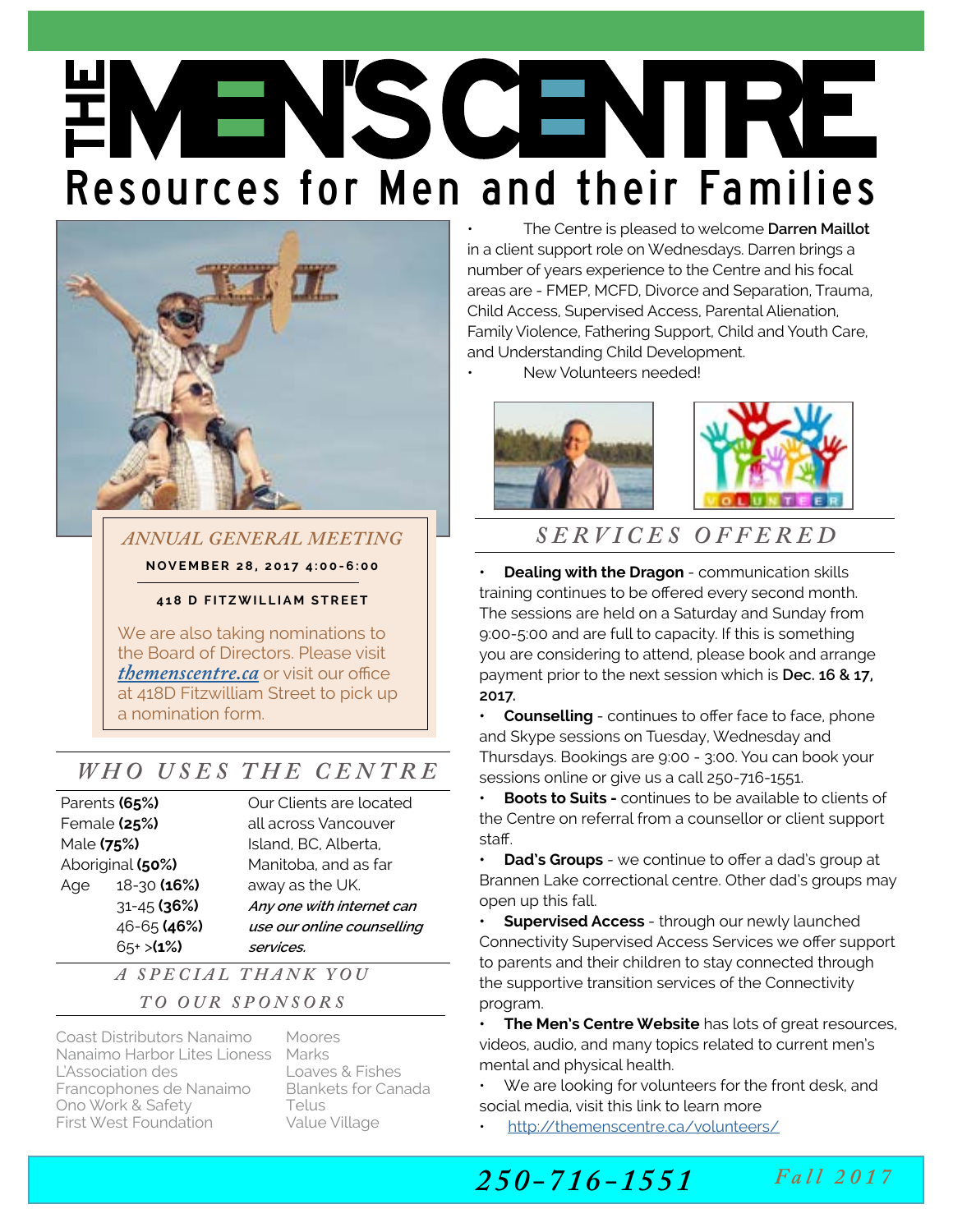# THE MEN'S CENTRE

## Resources for Men and their Families

### ANNUAL GENERAL MEETING

**NOVEMBER 28, 2017 4:00-6:00**

**418 D FITZWILLIAM STREET**

We are also taking nominations to the Board of Directors. Please visit *themenscentre.ca* or visit our office at 418D Fitzwilliam Street to pick up a nomination form.

## WHO USES THE CENTRE

Parents **(65%)**
Female **(25%)**
Male **(75%)**
Aboriginal **(50%)**

| Age | |
|---|---|
| 18-30 | **(16%)** |
| 31-45 | **(36%)** |
| 46-65 | **(46%)** |
| 65+ | >**(1%)** |

Our Clients are located all across Vancouver Island, BC, Alberta, Manitoba, and as far away as the UK. ***Any one with internet can use our online counselling services.***

## A SPECIAL THANK YOU TO OUR SPONSORS

Coast Distributors Nanaimo
Nanaimo Harbor Lites Lioness
L'Association des Francophones de Nanaimo
Ono Work & Safety
First West Foundation
Moores
Marks
Loaves & Fishes
Blankets for Canada
Telus
Value Village

- The Centre is pleased to welcome **Darren Maillot** in a client support role on Wednesdays. Darren brings a number of years experience to the Centre and his focal areas are - FMEP, MCFD, Divorce and Separation, Trauma, Child Access, Supervised Access, Parental Alienation, Family Violence, Fathering Support, Child and Youth Care, and Understanding Child Development.
- New Volunteers needed!

## SERVICES OFFERED

- **Dealing with the Dragon** - communication skills training continues to be offered every second month. The sessions are held on a Saturday and Sunday from 9:00-5:00 and are full to capacity. If this is something you are considering to attend, please book and arrange payment prior to the next session which is **Dec. 16 & 17, 2017.**
- **Counselling** - continues to offer face to face, phone and Skype sessions on Tuesday, Wednesday and Thursdays. Bookings are 9:00 - 3:00. You can book your sessions online or give us a call 250-716-1551.
- **Boots to Suits -** continues to be available to clients of the Centre on referral from a counsellor or client support staff.
- **Dad's Groups** - we continue to offer a dad's group at Brannen Lake correctional centre. Other dad's groups may open up this fall.
- **Supervised Access** - through our newly launched Connectivity Supervised Access Services we offer support to parents and their children to stay connected through the supportive transition services of the Connectivity program.
- **The Men's Centre Website** has lots of great resources, videos, audio, and many topics related to current men's mental and physical health.
- We are looking for volunteers for the front desk, and social media, visit this link to learn more
- http://themenscentre.ca/volunteers/

***250-716-1551*** *Fall 2017*